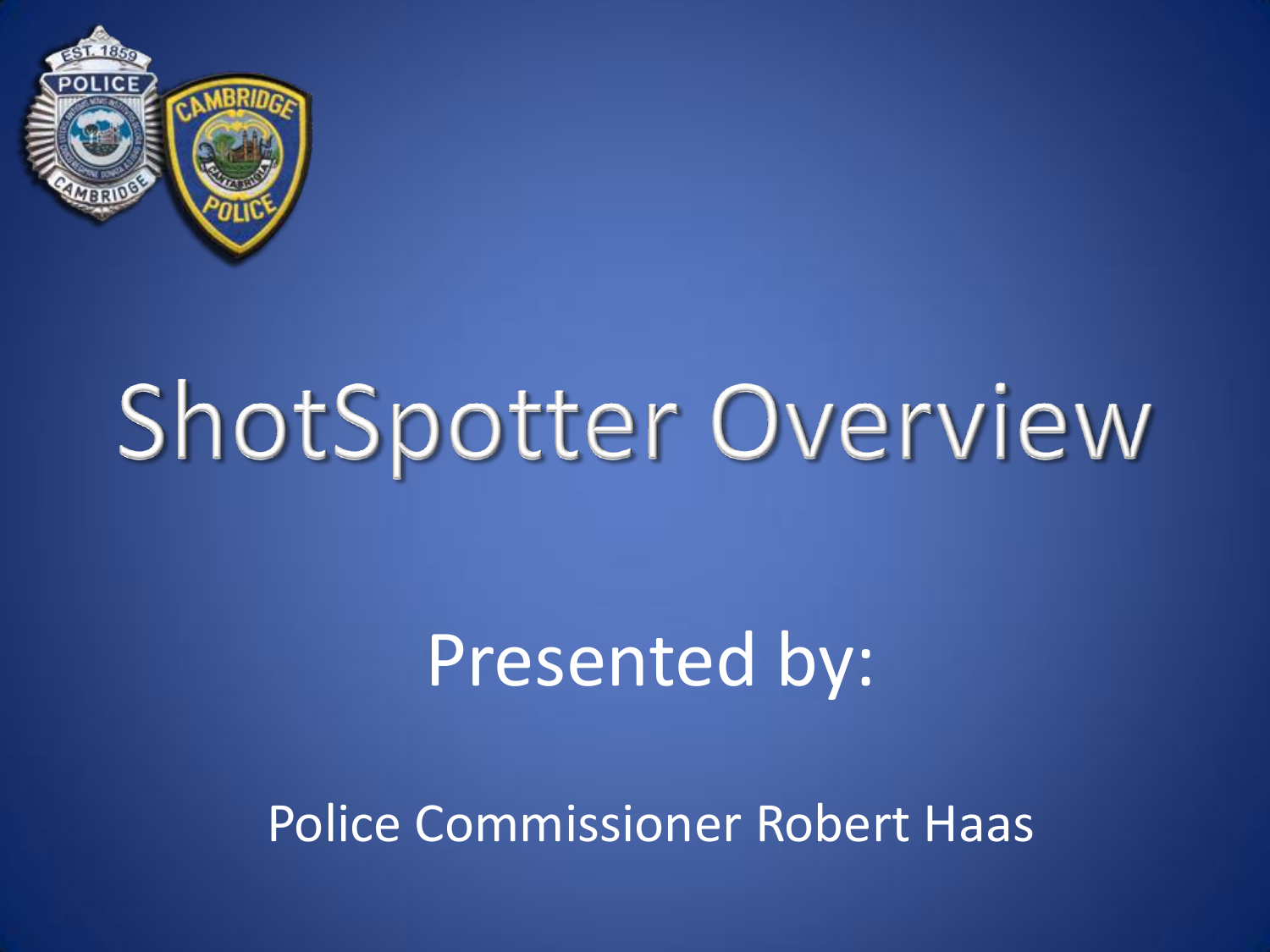# ShotSpotter Overview

Presented by:

Police Commissioner Robert Haas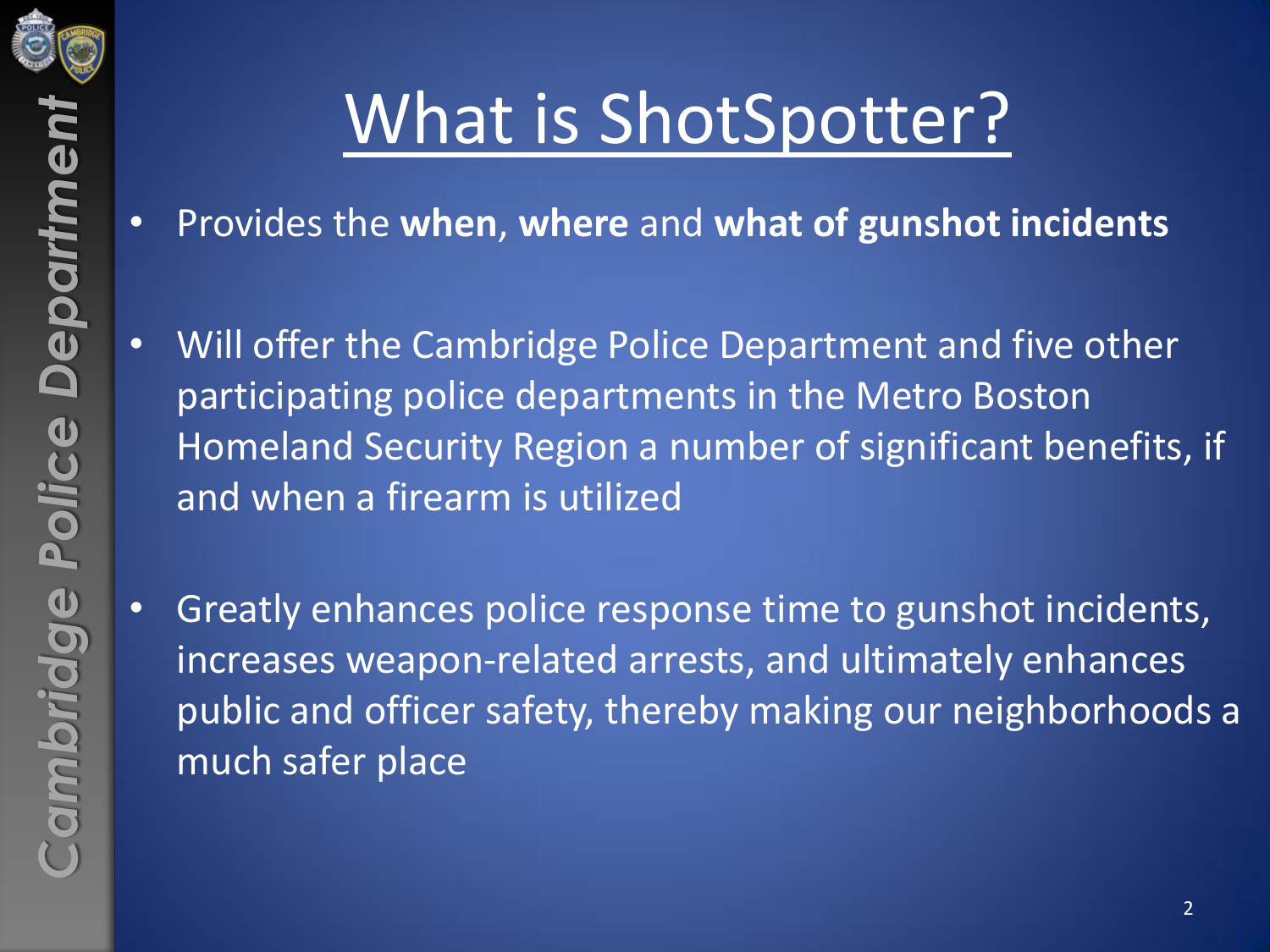# What is ShotSpotter?

- Provides the **when**, **where** and **what of gunshot incidents**
- Will offer the Cambridge Police Department and five other participating police departments in the Metro Boston Homeland Security Region a number of significant benefits, if and when a firearm is utilized
- Greatly enhances police response time to gunshot incidents, increases weapon-related arrests, and ultimately enhances public and officer safety, thereby making our neighborhoods a much safer place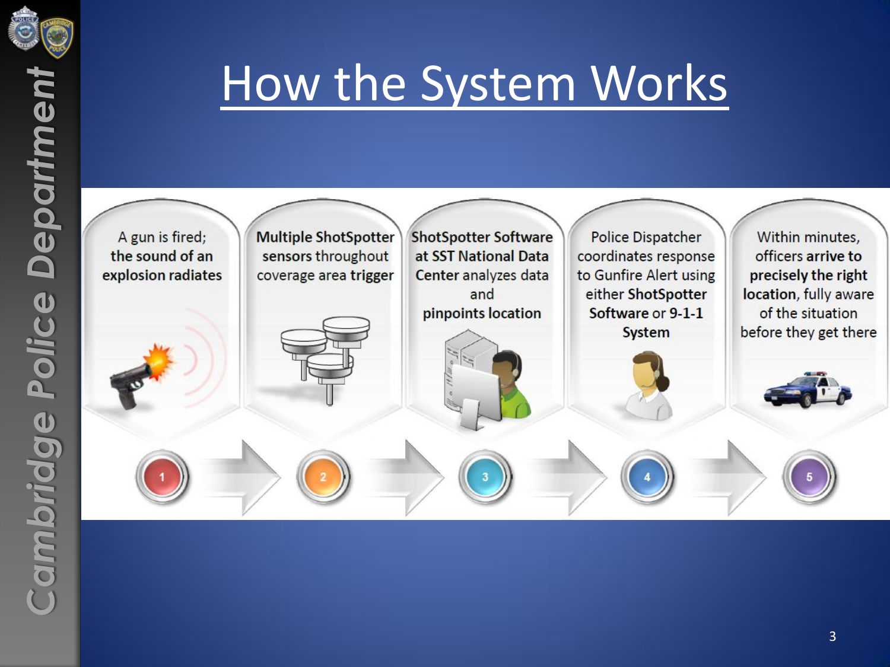# How the System Works

1. A gun is fired; **the sound of an explosion radiates**

2. **Multiple ShotSpotter** sensors throughout coverage area **trigger**

3. **ShotSpotter Software** at **SST National Data Center** analyzes data and **pinpoints location**

4. Police Dispatcher coordinates response to Gunfire Alert using either **ShotSpotter Software** or **9-1-1 System**

5. Within minutes, officers **arrive to precisely the right location**, fully aware of the situation before they get there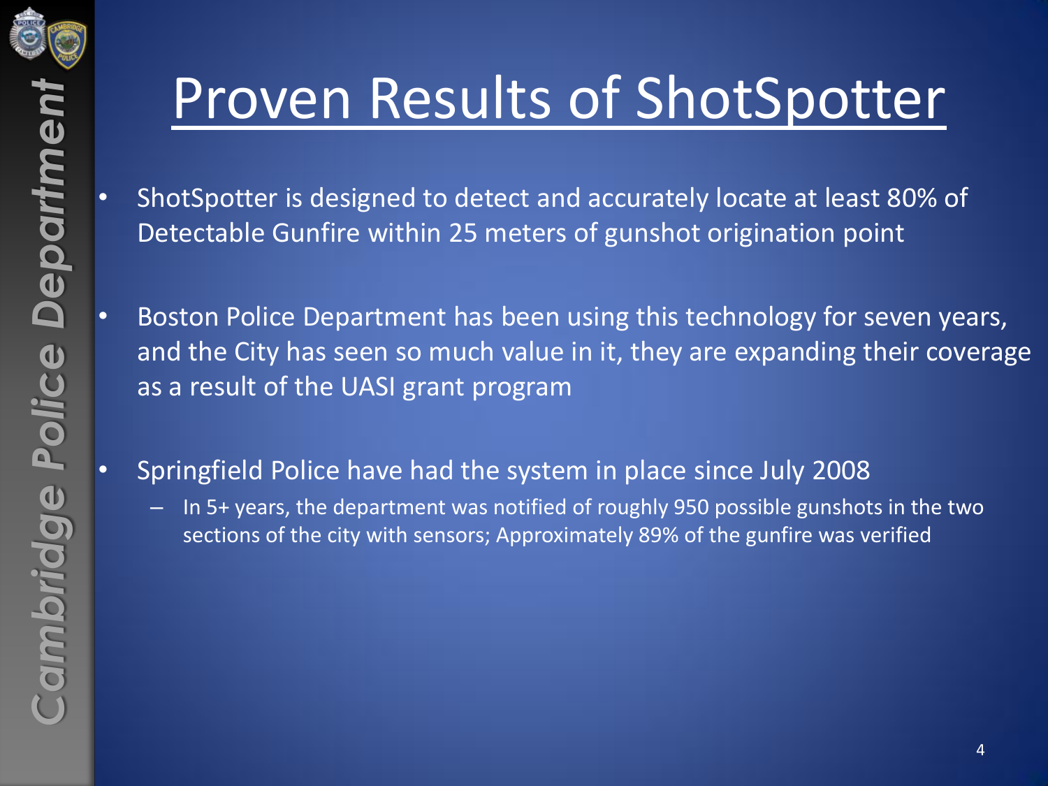# Proven Results of ShotSpotter

- ShotSpotter is designed to detect and accurately locate at least 80% of Detectable Gunfire within 25 meters of gunshot origination point

- Boston Police Department has been using this technology for seven years, and the City has seen so much value in it, they are expanding their coverage as a result of the UASI grant program

- Springfield Police have had the system in place since July 2008
  - In 5+ years, the department was notified of roughly 950 possible gunshots in the two sections of the city with sensors; Approximately 89% of the gunfire was verified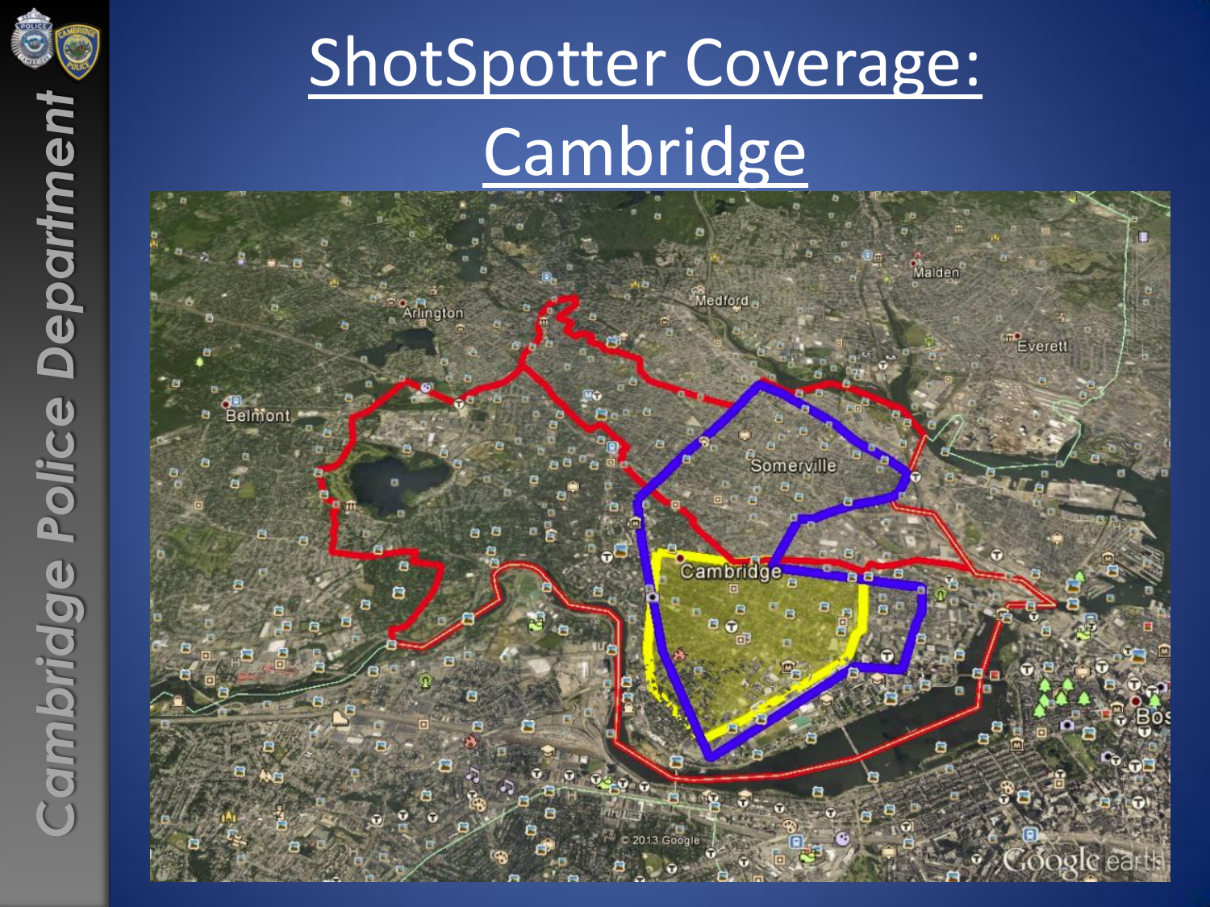# ShotSpotter Coverage: Cambridge

Arlington
Medford
Malden
Everett
Belmont
Somerville
Cambridge
Bos
© 2013 Google
Google earth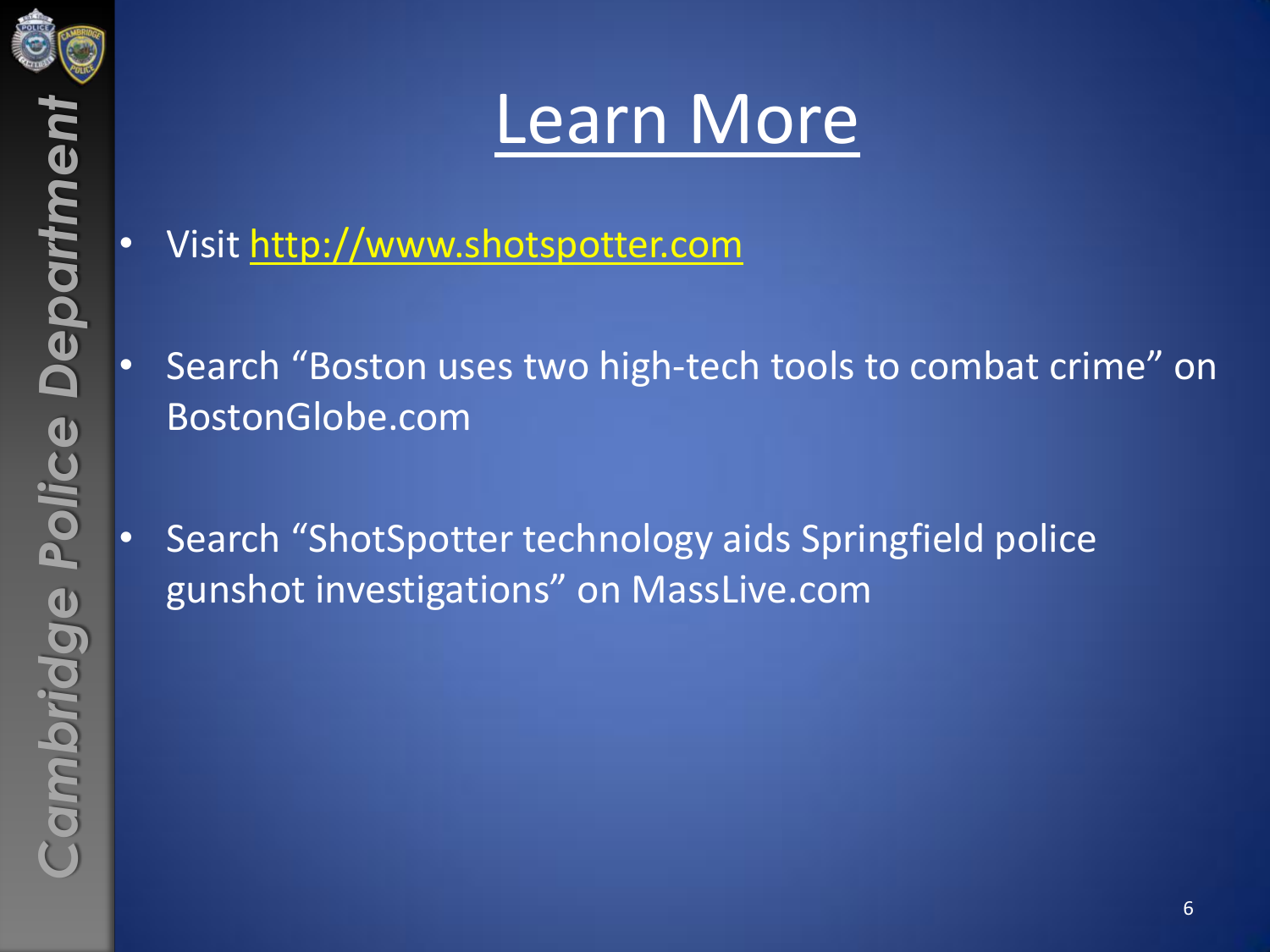# Learn More

- Visit http://www.shotspotter.com
- Search “Boston uses two high-tech tools to combat crime” on BostonGlobe.com
- Search “ShotSpotter technology aids Springfield police gunshot investigations” on MassLive.com